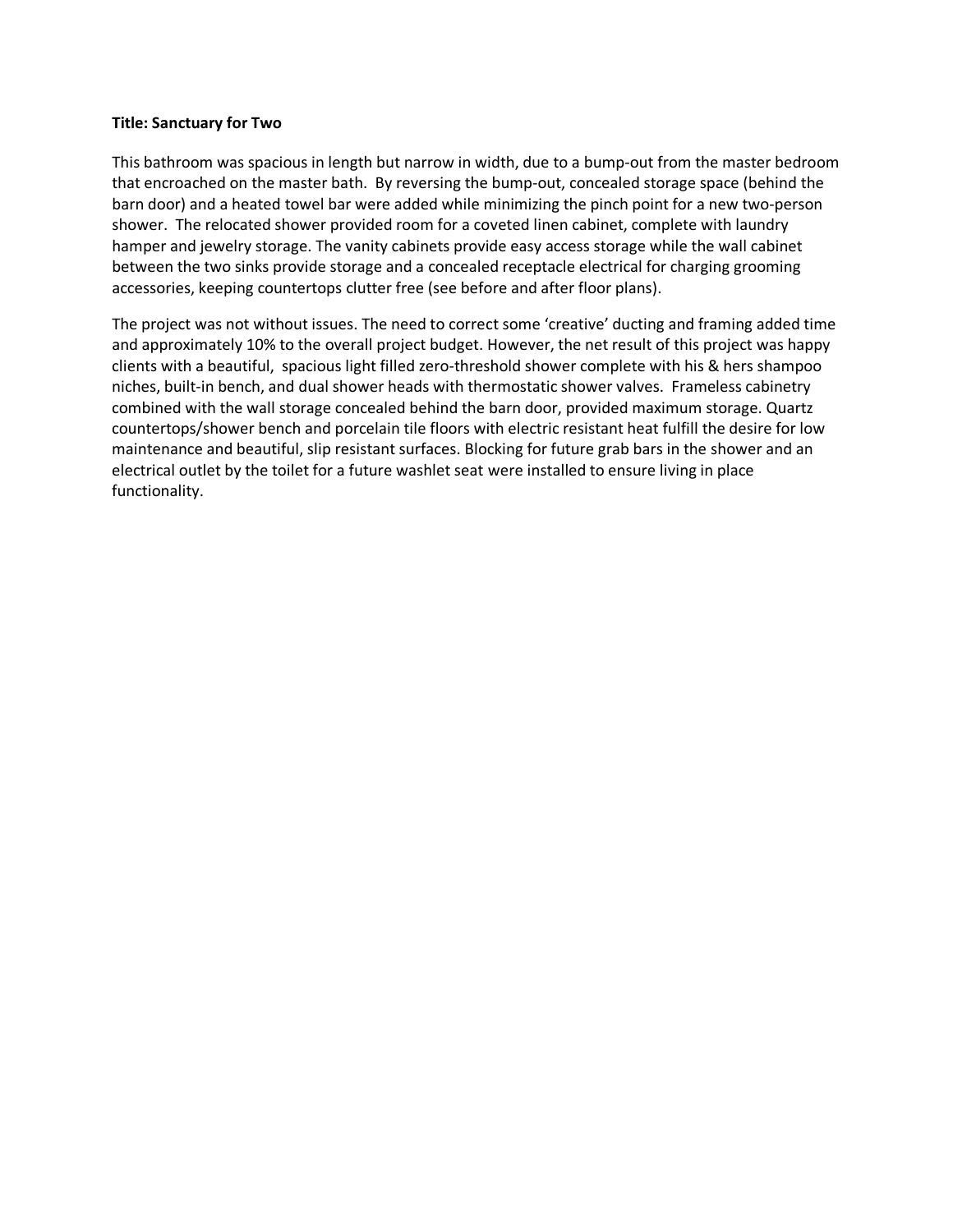**Title: Sanctuary for Two**

This bathroom was spacious in length but narrow in width, due to a bump-out from the master bedroom that encroached on the master bath. By reversing the bump-out, concealed storage space (behind the barn door) and a heated towel bar were added while minimizing the pinch point for a new two-person shower. The relocated shower provided room for a coveted linen cabinet, complete with laundry hamper and jewelry storage. The vanity cabinets provide easy access storage while the wall cabinet between the two sinks provide storage and a concealed receptacle electrical for charging grooming accessories, keeping countertops clutter free (see before and after floor plans).

The project was not without issues. The need to correct some 'creative' ducting and framing added time and approximately 10% to the overall project budget. However, the net result of this project was happy clients with a beautiful, spacious light filled zero-threshold shower complete with his & hers shampoo niches, built-in bench, and dual shower heads with thermostatic shower valves. Frameless cabinetry combined with the wall storage concealed behind the barn door, provided maximum storage. Quartz countertops/shower bench and porcelain tile floors with electric resistant heat fulfill the desire for low maintenance and beautiful, slip resistant surfaces. Blocking for future grab bars in the shower and an electrical outlet by the toilet for a future washlet seat were installed to ensure living in place functionality.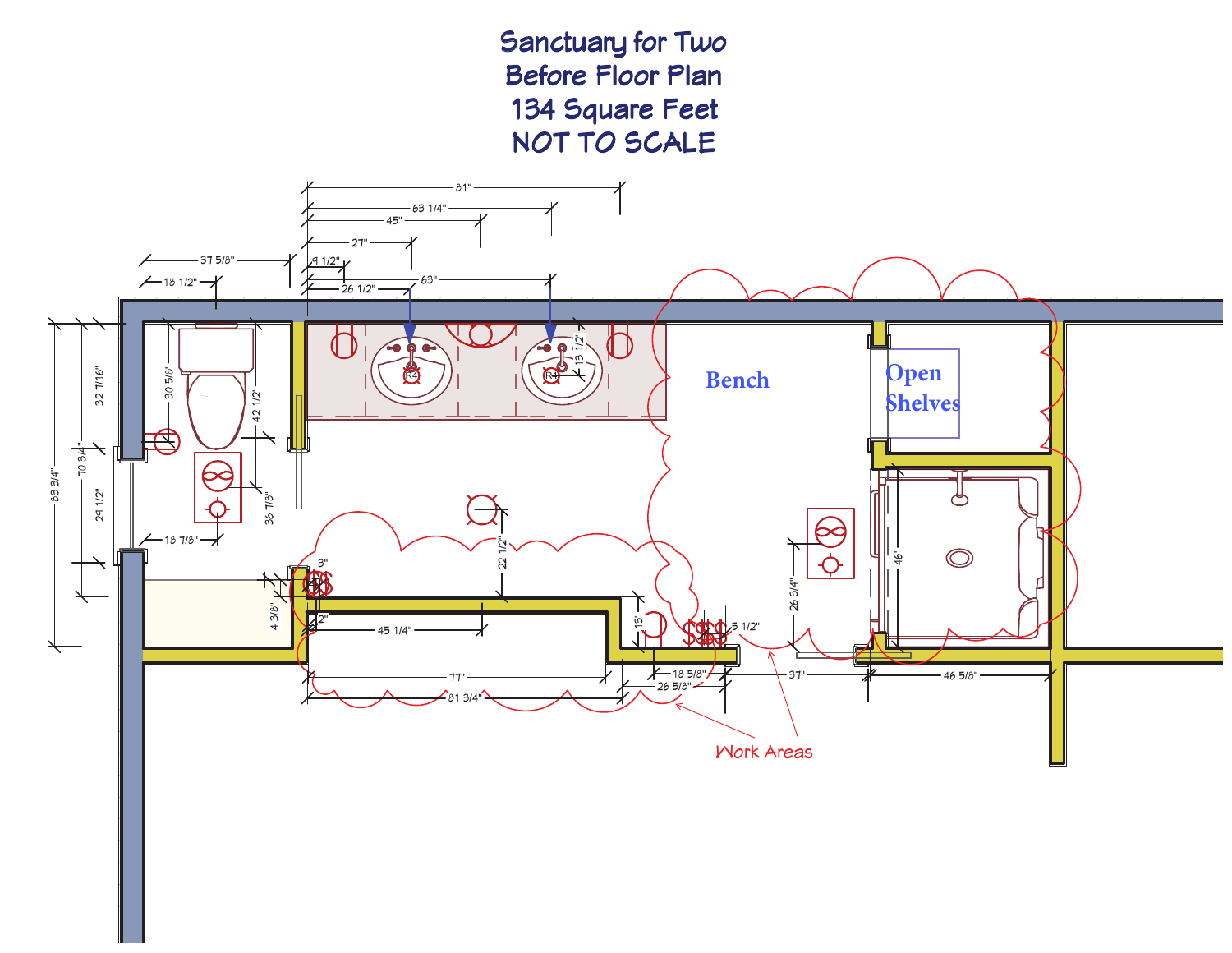# Sanctuary for Two
# Before Floor Plan
# 134 Square Feet
# NOT TO SCALE

Bench

Open Shelves

Work Areas

81"
63 1/4"
45"
27"
9 1/2"
26 1/2"
63"
37 5/8"
18 1/2"
13 1/2"
30 5/8"
42 1/2"
32 7/16"
70 3/4"
83 3/4"
29 1/2"
36 7/8"
18 7/8"
22 1/2"
3"
4 3/8"
2"
45 1/4"
13"
77"
81 3/4"
18 5/8"
26 5/8"
5 1/2"
26 3/4"
37"
46"
46 5/8"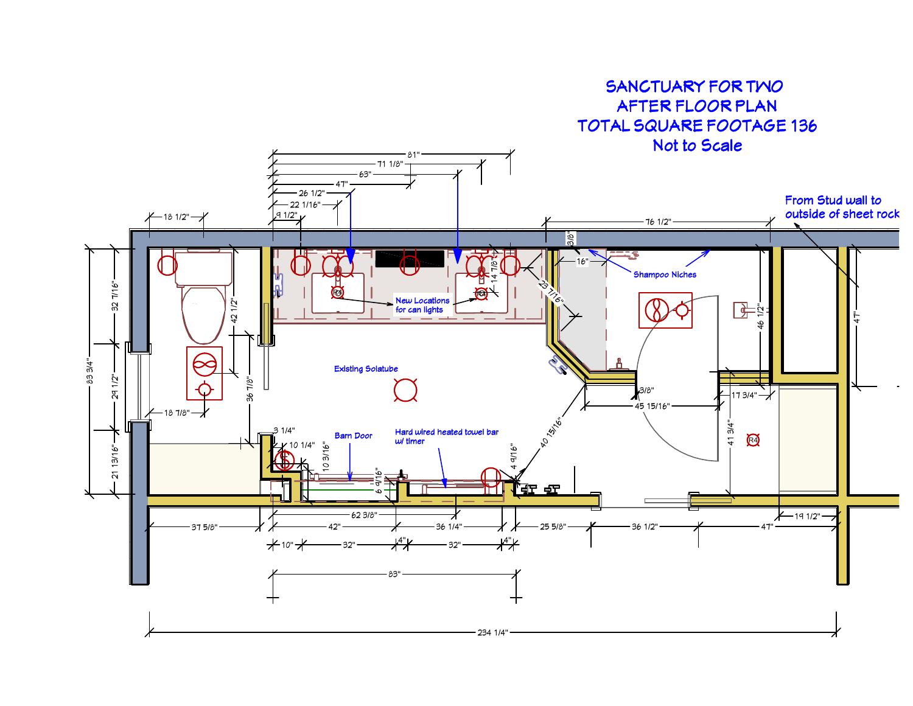# SANCTUARY FOR TWO
# AFTER FLOOR PLAN
# TOTAL SQUARE FOOTAGE 136
# Not to Scale

From Stud wall to outside of sheet rock

Shampoo Niches

New Locations for can lights

Existing Solatube

Barn Door

Hard wired heated towel bar w/ timer

81"
71 1/8"
63"
47"
26 1/2"
22 1/16"
9 1/2"
18 1/2"
76 1/2"
3/8"
16"
23 7/16"
14 7/8"
46 1/2"
47"
32 7/16"
42 1/2"
83 3/4"
29 1/2"
36 7/8"
18 7/8"
21 13/16"
3 1/4"
10 1/4"
10 3/16"
6 9/16"
4 9/16"
40 15/16"
3/8"
45 15/16"
17 3/4"
41 3/4"
R4
19 1/2"
37 5/8"
62 3/8"
42"
36 1/4"
25 5/8"
36 1/2"
47"
10"
32"
4"
32"
4"
83"
234 1/4"